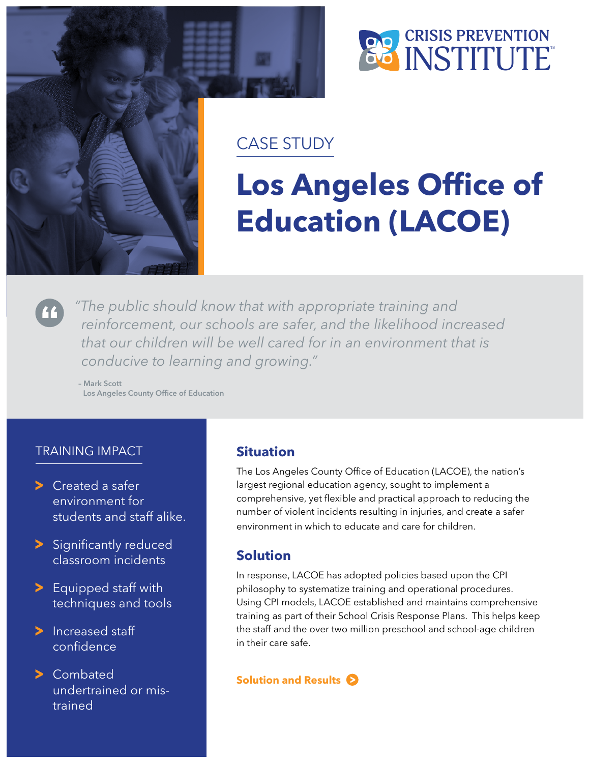CRISIS PREVENTION INSTITUTE™

CASE STUDY

# Los Angeles Office of Education (LACOE)

> *"The public should know that with appropriate training and reinforcement, our schools are safer, and the likelihood increased that our children will be well cared for in an environment that is conducive to learning and growing."*
>
> – Mark Scott
> Los Angeles County Office of Education

## TRAINING IMPACT

- Created a safer environment for students and staff alike.
- Significantly reduced classroom incidents
- Equipped staff with techniques and tools
- Increased staff confidence
- Combated undertrained or mis-trained

## Situation

The Los Angeles County Office of Education (LACOE), the nation's largest regional education agency, sought to implement a comprehensive, yet flexible and practical approach to reducing the number of violent incidents resulting in injuries, and create a safer environment in which to educate and care for children.

## Solution

In response, LACOE has adopted policies based upon the CPI philosophy to systematize training and operational procedures. Using CPI models, LACOE established and maintains comprehensive training as part of their School Crisis Response Plans. This helps keep the staff and the over two million preschool and school-age children in their care safe.

**Solution and Results**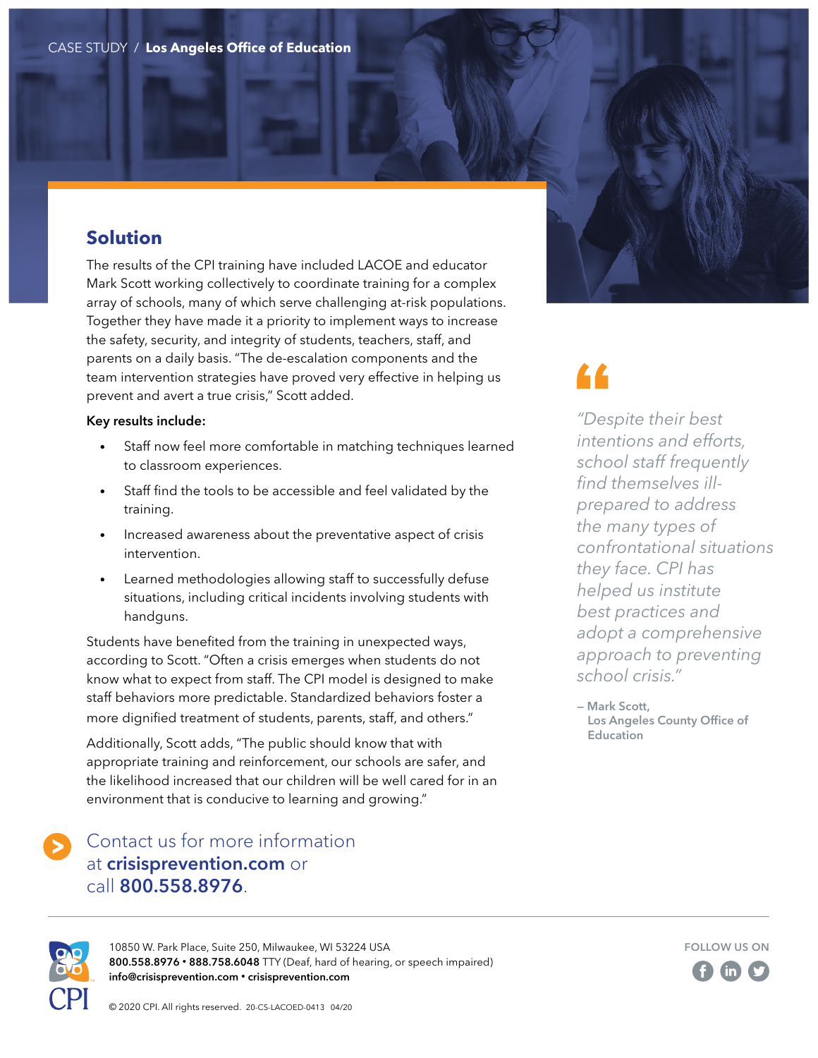CASE STUDY / **Los Angeles Office of Education**

## Solution

The results of the CPI training have included LACOE and educator Mark Scott working collectively to coordinate training for a complex array of schools, many of which serve challenging at-risk populations. Together they have made it a priority to implement ways to increase the safety, security, and integrity of students, teachers, staff, and parents on a daily basis. "The de-escalation components and the team intervention strategies have proved very effective in helping us prevent and avert a true crisis," Scott added.

**Key results include:**

- Staff now feel more comfortable in matching techniques learned to classroom experiences.
- Staff find the tools to be accessible and feel validated by the training.
- Increased awareness about the preventative aspect of crisis intervention.
- Learned methodologies allowing staff to successfully defuse situations, including critical incidents involving students with handguns.

Students have benefited from the training in unexpected ways, according to Scott. "Often a crisis emerges when students do not know what to expect from staff. The CPI model is designed to make staff behaviors more predictable. Standardized behaviors foster a more dignified treatment of students, parents, staff, and others."

Additionally, Scott adds, "The public should know that with appropriate training and reinforcement, our schools are safer, and the likelihood increased that our children will be well cared for in an environment that is conducive to learning and growing."

*"Despite their best intentions and efforts, school staff frequently find themselves ill-prepared to address the many types of confrontational situations they face. CPI has helped us institute best practices and adopt a comprehensive approach to preventing school crisis."*

– Mark Scott,
Los Angeles County Office of Education

Contact us for more information at **crisisprevention.com** or call **800.558.8976**.

10850 W. Park Place, Suite 250, Milwaukee, WI 53224 USA
**800.558.8976 • 888.758.6048** TTY (Deaf, hard of hearing, or speech impaired)
**info@crisisprevention.com • crisisprevention.com**

FOLLOW US ON

© 2020 CPI. All rights reserved. 20-CS-LACOED-0413 04/20